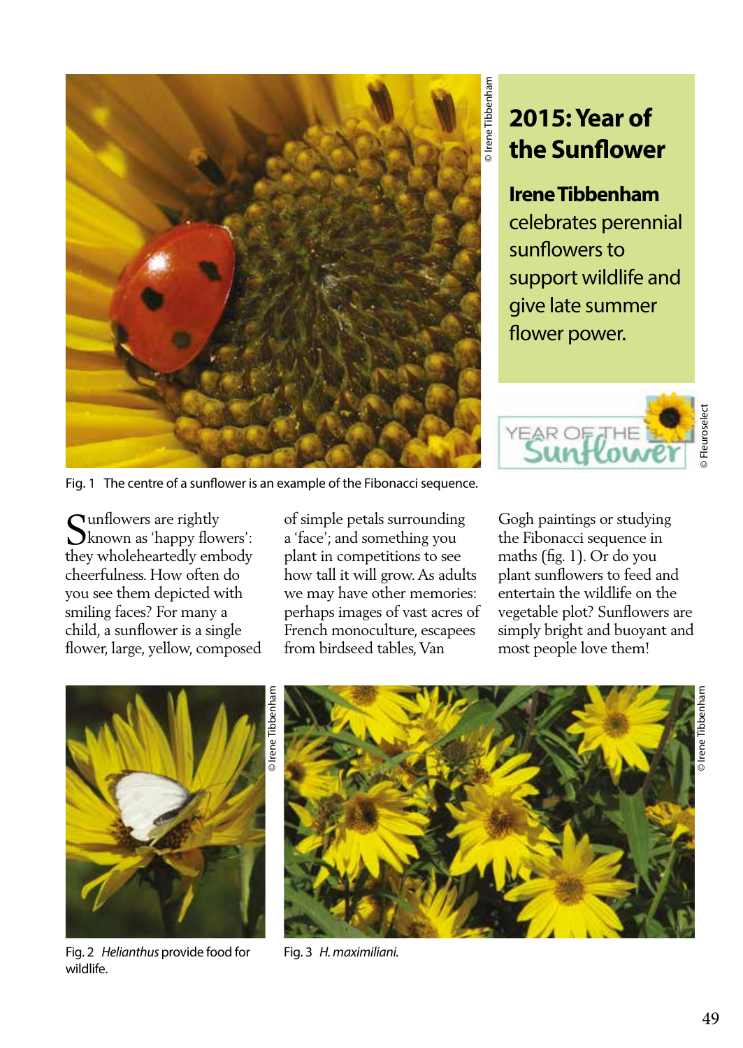# 2015: Year of the Sunflower

**Irene Tibbenham** celebrates perennial sunflowers to support wildlife and give late summer flower power.

Fig. 1 The centre of a sunflower is an example of the Fibonacci sequence.

Sunflowers are rightly known as 'happy flowers': they wholeheartedly embody cheerfulness. How often do you see them depicted with smiling faces? For many a child, a sunflower is a single flower, large, yellow, composed of simple petals surrounding a 'face'; and something you plant in competitions to see how tall it will grow. As adults we may have other memories: perhaps images of vast acres of French monoculture, escapees from birdseed tables, Van Gogh paintings or studying the Fibonacci sequence in maths (fig. 1). Or do you plant sunflowers to feed and entertain the wildlife on the vegetable plot? Sunflowers are simply bright and buoyant and most people love them!

Fig. 2 *Helianthus* provide food for wildlife.

Fig. 3 *H. maximiliani.*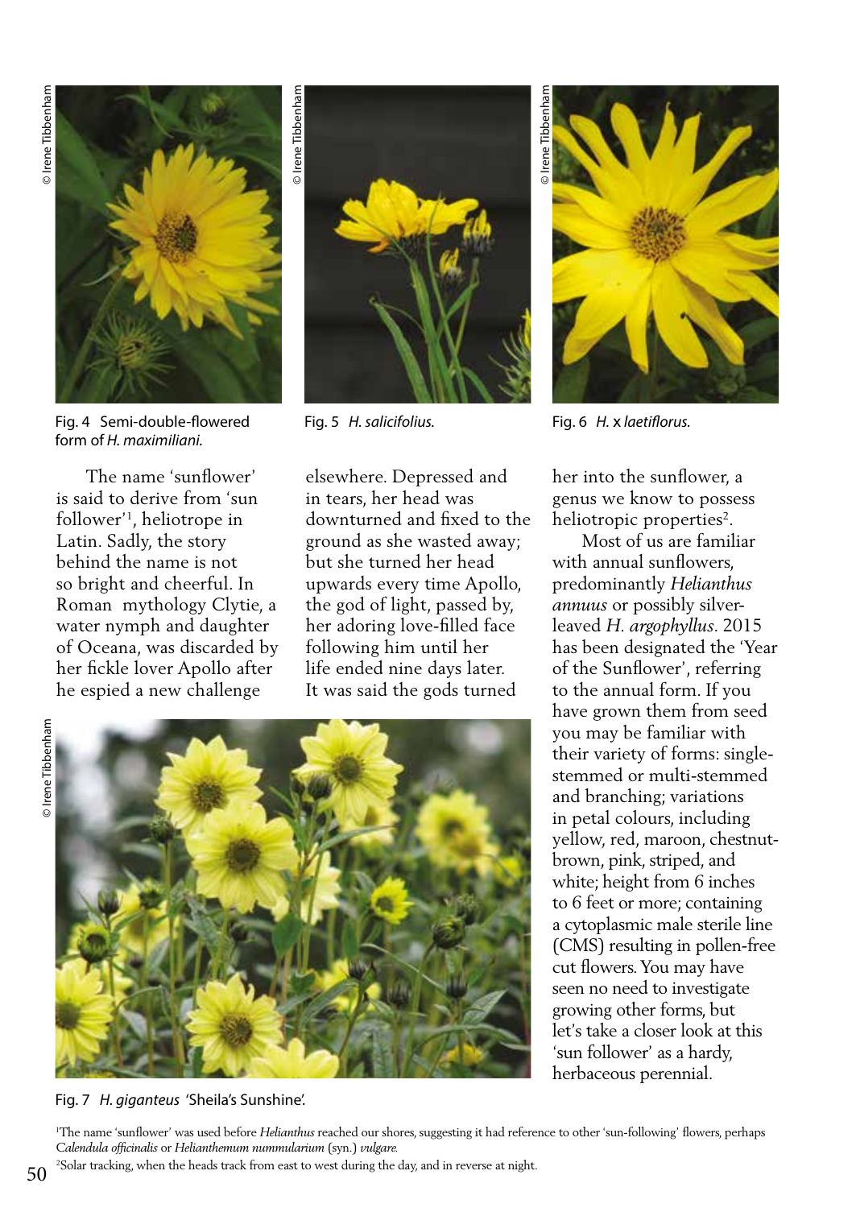Fig. 4 Semi-double-flowered form of *H. maximiliani*.

Fig. 5 *H. salicifolius*.

Fig. 6 *H.* x *laetiflorus*.

The name 'sunflower' is said to derive from 'sun follower'[1], heliotrope in Latin. Sadly, the story behind the name is not so bright and cheerful. In Roman mythology Clytie, a water nymph and daughter of Oceana, was discarded by her fickle lover Apollo after he espied a new challenge elsewhere. Depressed and in tears, her head was downturned and fixed to the ground as she wasted away; but she turned her head upwards every time Apollo, the god of light, passed by, her adoring love-filled face following him until her life ended nine days later. It was said the gods turned her into the sunflower, a genus we know to possess heliotropic properties[2].

Most of us are familiar with annual sunflowers, predominantly *Helianthus annuus* or possibly silver-leaved *H. argophyllus*. 2015 has been designated the 'Year of the Sunflower', referring to the annual form. If you have grown them from seed you may be familiar with their variety of forms: single-stemmed or multi-stemmed and branching; variations in petal colours, including yellow, red, maroon, chestnut-brown, pink, striped, and white; height from 6 inches to 6 feet or more; containing a cytoplasmic male sterile line (CMS) resulting in pollen-free cut flowers. You may have seen no need to investigate growing other forms, but let's take a closer look at this 'sun follower' as a hardy, herbaceous perennial.

Fig. 7 *H. giganteus* 'Sheila's Sunshine'.

[1]The name 'sunflower' was used before *Helianthus* reached our shores, suggesting it had reference to other 'sun-following' flowers, perhaps *Calendula officinalis* or *Helianthemum nummularium* (syn.) *vulgare*.

[2]Solar tracking, when the heads track from east to west during the day, and in reverse at night.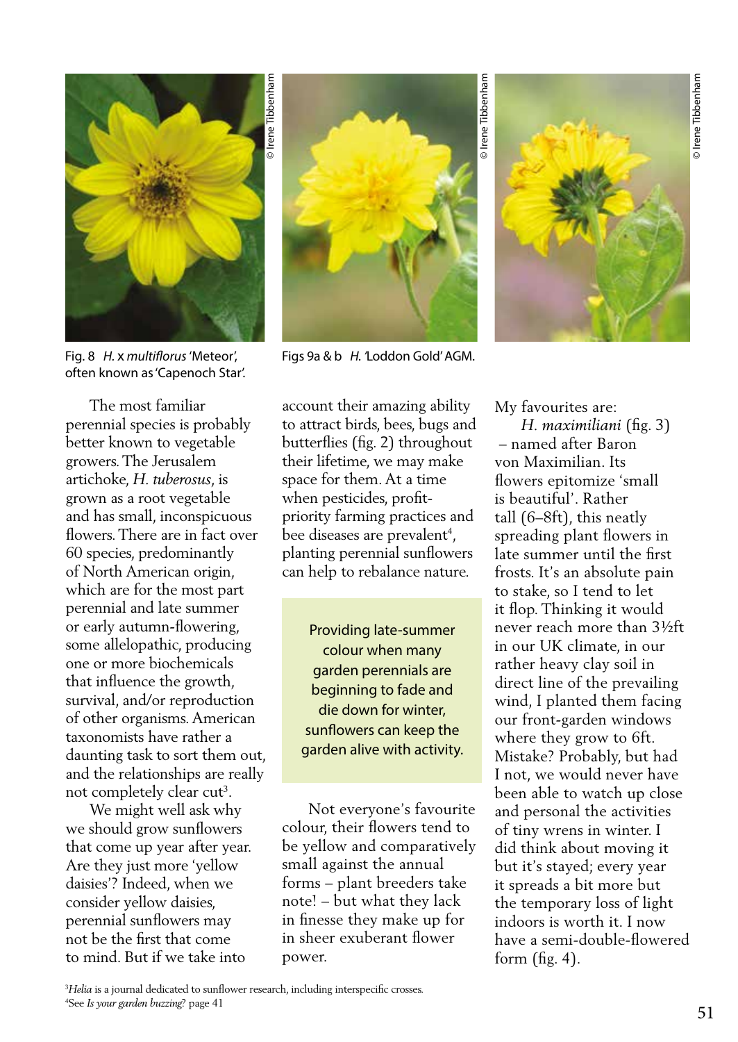Fig. 8 *H.* x *multiflorus* 'Meteor', often known as 'Capenoch Star'.

Figs 9a & b *H.* 'Loddon Gold' AGM.

The most familiar perennial species is probably better known to vegetable growers. The Jerusalem artichoke, *H. tuberosus*, is grown as a root vegetable and has small, inconspicuous flowers. There are in fact over 60 species, predominantly of North American origin, which are for the most part perennial and late summer or early autumn-flowering, some allelopathic, producing one or more biochemicals that influence the growth, survival, and/or reproduction of other organisms. American taxonomists have rather a daunting task to sort them out, and the relationships are really not completely clear cut[3].

We might well ask why we should grow sunflowers that come up year after year. Are they just more 'yellow daisies'? Indeed, when we consider yellow daisies, perennial sunflowers may not be the first that come to mind. But if we take into account their amazing ability to attract birds, bees, bugs and butterflies (fig. 2) throughout their lifetime, we may make space for them. At a time when pesticides, profit-priority farming practices and bee diseases are prevalent[4], planting perennial sunflowers can help to rebalance nature.

> Providing late-summer colour when many garden perennials are beginning to fade and die down for winter, sunflowers can keep the garden alive with activity.

Not everyone's favourite colour, their flowers tend to be yellow and comparatively small against the annual forms – plant breeders take note! – but what they lack in finesse they make up for in sheer exuberant flower power.

My favourites are:

*H. maximiliani* (fig. 3) – named after Baron von Maximilian. Its flowers epitomize 'small is beautiful'. Rather tall (6–8ft), this neatly spreading plant flowers in late summer until the first frosts. It's an absolute pain to stake, so I tend to let it flop. Thinking it would never reach more than 3½ft in our UK climate, in our rather heavy clay soil in direct line of the prevailing wind, I planted them facing our front-garden windows where they grow to 6ft. Mistake? Probably, but had I not, we would never have been able to watch up close and personal the activities of tiny wrens in winter. I did think about moving it but it's stayed; every year it spreads a bit more but the temporary loss of light indoors is worth it. I now have a semi-double-flowered form (fig. 4).

[3] *Helia* is a journal dedicated to sunflower research, including interspecific crosses.
[4] See *Is your garden buzzing?* page 41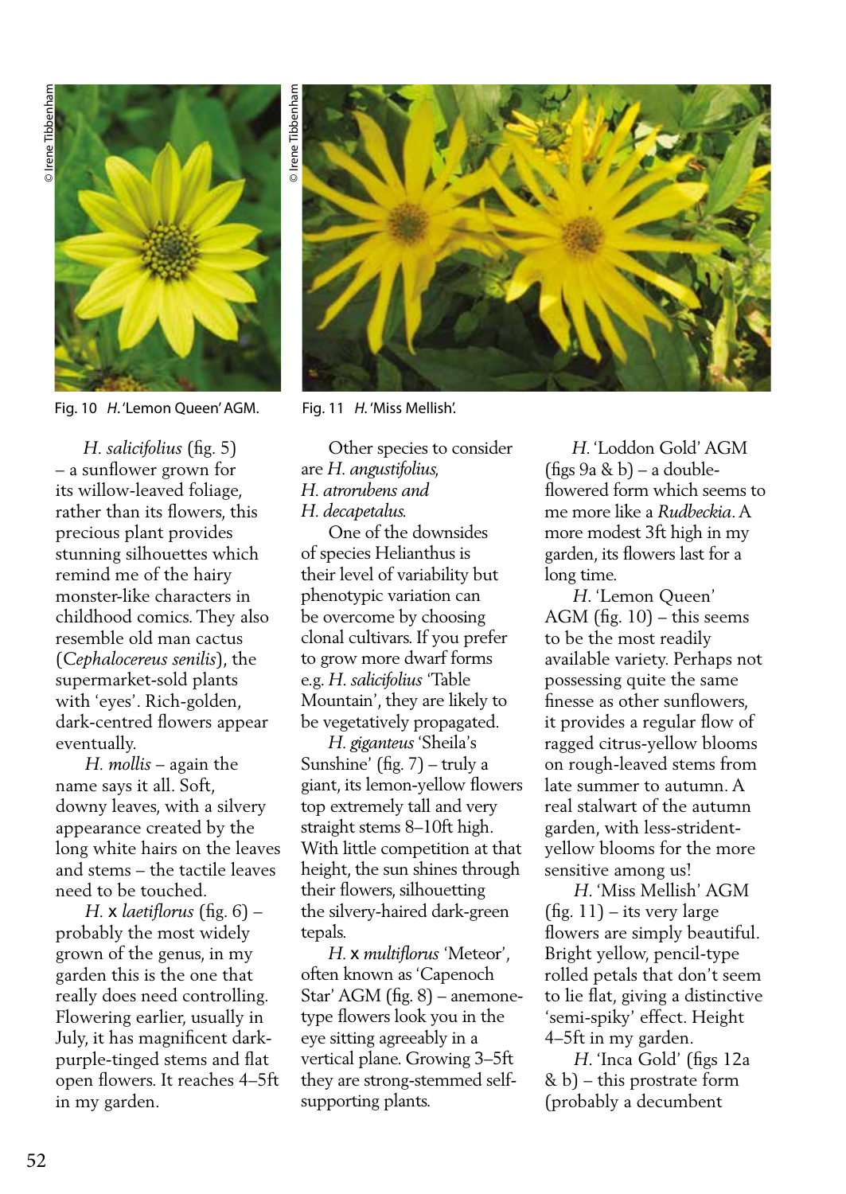© Irene Tibbenham

Fig. 10 *H.* 'Lemon Queen' AGM.

© Irene Tibbenham

Fig. 11 *H.* 'Miss Mellish'.

*H. salicifolius* (fig. 5) – a sunflower grown for its willow-leaved foliage, rather than its flowers, this precious plant provides stunning silhouettes which remind me of the hairy monster-like characters in childhood comics. They also resemble old man cactus (*Cephalocereus senilis*), the supermarket-sold plants with 'eyes'. Rich-golden, dark-centred flowers appear eventually.

*H. mollis* – again the name says it all. Soft, downy leaves, with a silvery appearance created by the long white hairs on the leaves and stems – the tactile leaves need to be touched.

*H.* x *laetiflorus* (fig. 6) – probably the most widely grown of the genus, in my garden this is the one that really does need controlling. Flowering earlier, usually in July, it has magnificent dark-purple-tinged stems and flat open flowers. It reaches 4–5ft in my garden.

Other species to consider are *H. angustifolius, H. atrorubens and H. decapetalus.*

One of the downsides of species Helianthus is their level of variability but phenotypic variation can be overcome by choosing clonal cultivars. If you prefer to grow more dwarf forms e.g. *H. salicifolius* 'Table Mountain', they are likely to be vegetatively propagated.

*H. giganteus* 'Sheila's Sunshine' (fig. 7) – truly a giant, its lemon-yellow flowers top extremely tall and very straight stems 8–10ft high. With little competition at that height, the sun shines through their flowers, silhouetting the silvery-haired dark-green tepals.

*H.* x *multiflorus* 'Meteor', often known as 'Capenoch Star' AGM (fig. 8) – anemone-type flowers look you in the eye sitting agreeably in a vertical plane. Growing 3–5ft they are strong-stemmed self-supporting plants.

*H.* 'Loddon Gold' AGM (figs 9a & b) – a double-flowered form which seems to me more like a *Rudbeckia*. A more modest 3ft high in my garden, its flowers last for a long time.

*H.* 'Lemon Queen' AGM (fig. 10) – this seems to be the most readily available variety. Perhaps not possessing quite the same finesse as other sunflowers, it provides a regular flow of ragged citrus-yellow blooms on rough-leaved stems from late summer to autumn. A real stalwart of the autumn garden, with less-strident-yellow blooms for the more sensitive among us!

*H.* 'Miss Mellish' AGM (fig. 11) – its very large flowers are simply beautiful. Bright yellow, pencil-type rolled petals that don't seem to lie flat, giving a distinctive 'semi-spiky' effect. Height 4–5ft in my garden.

*H.* 'Inca Gold' (figs 12a & b) – this prostrate form (probably a decumbent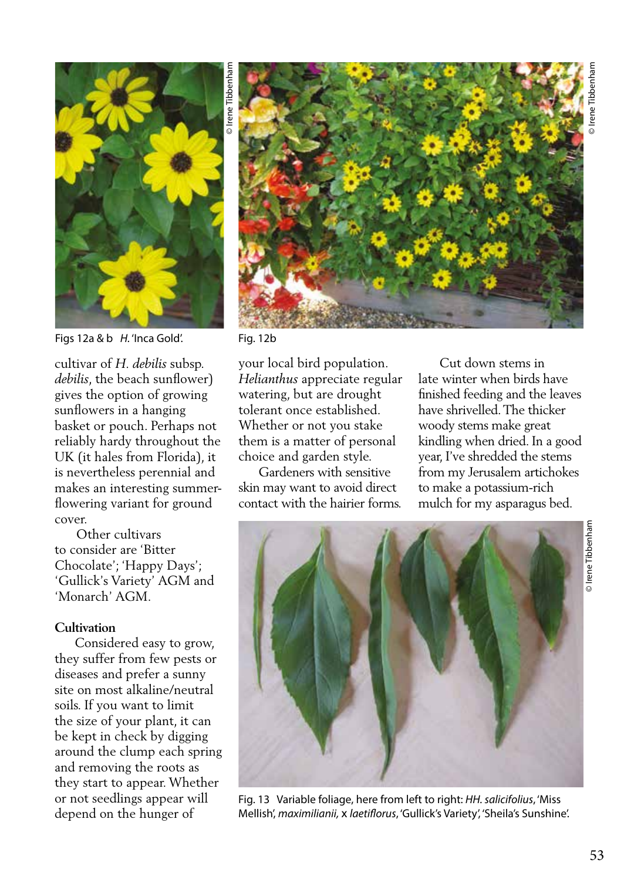Figs 12a & b *H.* 'Inca Gold'.

Fig. 12b

cultivar of *H. debilis* subsp. *debilis*, the beach sunflower) gives the option of growing sunflowers in a hanging basket or pouch. Perhaps not reliably hardy throughout the UK (it hales from Florida), it is nevertheless perennial and makes an interesting summer-flowering variant for ground cover.

Other cultivars to consider are 'Bitter Chocolate'; 'Happy Days'; 'Gullick's Variety' AGM and 'Monarch' AGM.

**Cultivation**

Considered easy to grow, they suffer from few pests or diseases and prefer a sunny site on most alkaline/neutral soils. If you want to limit the size of your plant, it can be kept in check by digging around the clump each spring and removing the roots as they start to appear. Whether or not seedlings appear will depend on the hunger of your local bird population. *Helianthus* appreciate regular watering, but are drought tolerant once established. Whether or not you stake them is a matter of personal choice and garden style.

Gardeners with sensitive skin may want to avoid direct contact with the hairier forms.

Cut down stems in late winter when birds have finished feeding and the leaves have shrivelled. The thicker woody stems make great kindling when dried. In a good year, I've shredded the stems from my Jerusalem artichokes to make a potassium-rich mulch for my asparagus bed.

Fig. 13 Variable foliage, here from left to right: *HH. salicifolius*, 'Miss Mellish', *maximilianii*, x *laetiflorus*, 'Gullick's Variety', 'Sheila's Sunshine'.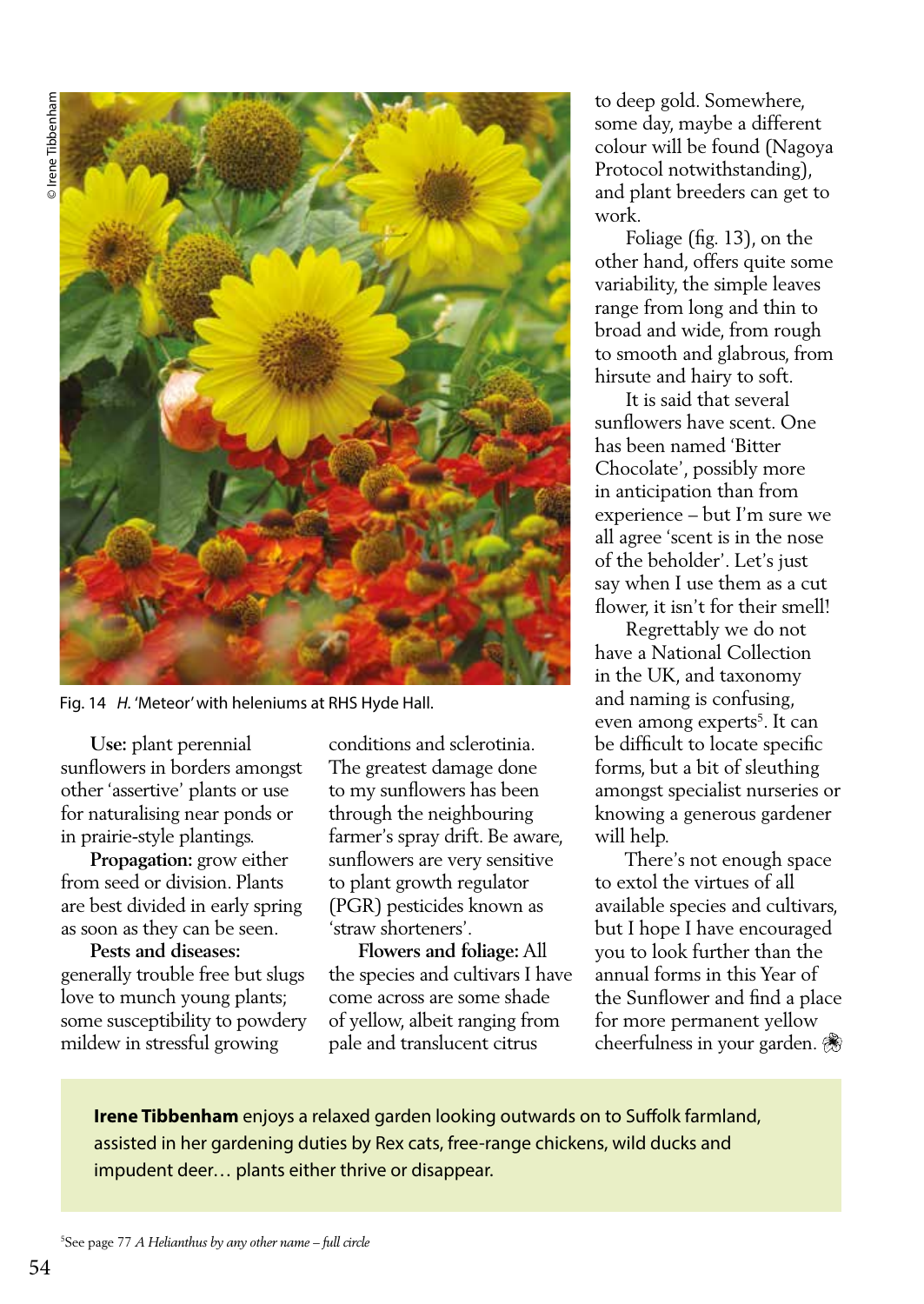© Irene Tibbenham

Fig. 14 *H.* 'Meteor' with heleniums at RHS Hyde Hall.

**Use:** plant perennial sunflowers in borders amongst other 'assertive' plants or use for naturalising near ponds or in prairie-style plantings.

**Propagation:** grow either from seed or division. Plants are best divided in early spring as soon as they can be seen.

**Pests and diseases:** generally trouble free but slugs love to munch young plants; some susceptibility to powdery mildew in stressful growing conditions and sclerotinia. The greatest damage done to my sunflowers has been through the neighbouring farmer's spray drift. Be aware, sunflowers are very sensitive to plant growth regulator (PGR) pesticides known as 'straw shorteners'.

**Flowers and foliage:** All the species and cultivars I have come across are some shade of yellow, albeit ranging from pale and translucent citrus to deep gold. Somewhere, some day, maybe a different colour will be found (Nagoya Protocol notwithstanding), and plant breeders can get to work.

Foliage (fig. 13), on the other hand, offers quite some variability, the simple leaves range from long and thin to broad and wide, from rough to smooth and glabrous, from hirsute and hairy to soft.

It is said that several sunflowers have scent. One has been named 'Bitter Chocolate', possibly more in anticipation than from experience – but I'm sure we all agree 'scent is in the nose of the beholder'. Let's just say when I use them as a cut flower, it isn't for their smell!

Regrettably we do not have a National Collection in the UK, and taxonomy and naming is confusing, even among experts[5]. It can be difficult to locate specific forms, but a bit of sleuthing amongst specialist nurseries or knowing a generous gardener will help.

There's not enough space to extol the virtues of all available species and cultivars, but I hope I have encouraged you to look further than the annual forms in this Year of the Sunflower and find a place for more permanent yellow cheerfulness in your garden.

**Irene Tibbenham** enjoys a relaxed garden looking outwards on to Suffolk farmland, assisted in her gardening duties by Rex cats, free-range chickens, wild ducks and impudent deer… plants either thrive or disappear.

[5] See page 77 *A Helianthus by any other name – full circle*